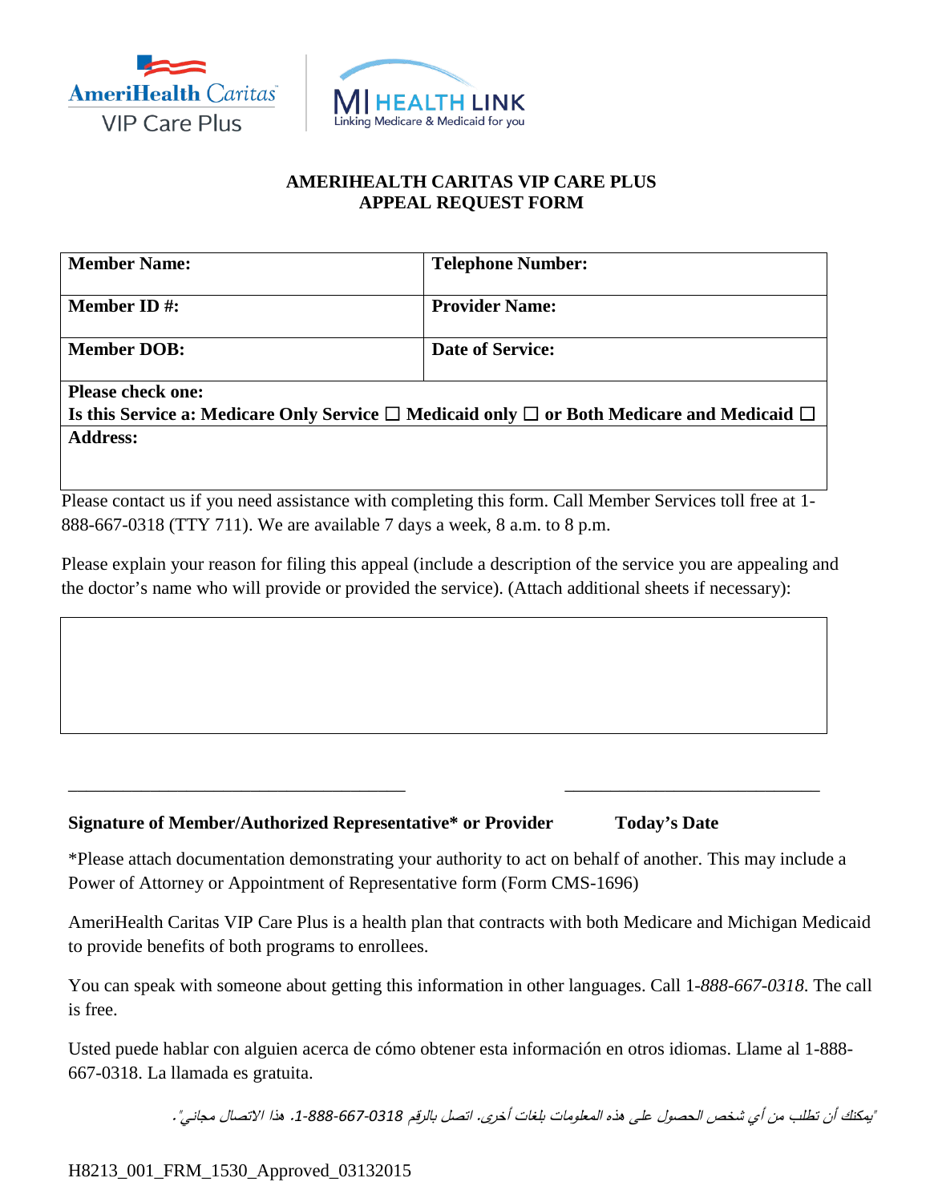AmeriHealth Caritas VIP Care Plus | MI HEALTH LINK — Linking Medicare & Medicaid for you

**AMERIHEALTH CARITAS VIP CARE PLUS**
**APPEAL REQUEST FORM**

| **Member Name:** | **Telephone Number:** |
|---|---|
| **Member ID #:** | **Provider Name:** |
| **Member DOB:** | **Date of Service:** |
| **Please check one:** Is this Service a: Medicare Only Service ☐ Medicaid only ☐ or Both Medicare and Medicaid ☐ | |
| **Address:** | |

Please contact us if you need assistance with completing this form. Call Member Services toll free at 1-888-667-0318 (TTY 711). We are available 7 days a week, 8 a.m. to 8 p.m.

Please explain your reason for filing this appeal (include a description of the service you are appealing and the doctor's name who will provide or provided the service). (Attach additional sheets if necessary):

| |
|---|
| |

_______________________________________ _____________________________

**Signature of Member/Authorized Representative* or Provider** **Today's Date**

*Please attach documentation demonstrating your authority to act on behalf of another. This may include a Power of Attorney or Appointment of Representative form (Form CMS-1696)

AmeriHealth Caritas VIP Care Plus is a health plan that contracts with both Medicare and Michigan Medicaid to provide benefits of both programs to enrollees.

You can speak with someone about getting this information in other languages. Call 1-*888-667-0318*. The call is free.

Usted puede hablar con alguien acerca de cómo obtener esta información en otros idiomas. Llame al 1-888-667-0318. La llamada es gratuita.

"يمكنك أن تطلب من أي شخص الحصول على هذه المعلومات بلغات أخرى. اتصل بالرقم 0318-667-888-1. هذا الاتصال مجاني".

H8213_001_FRM_1530_Approved_03132015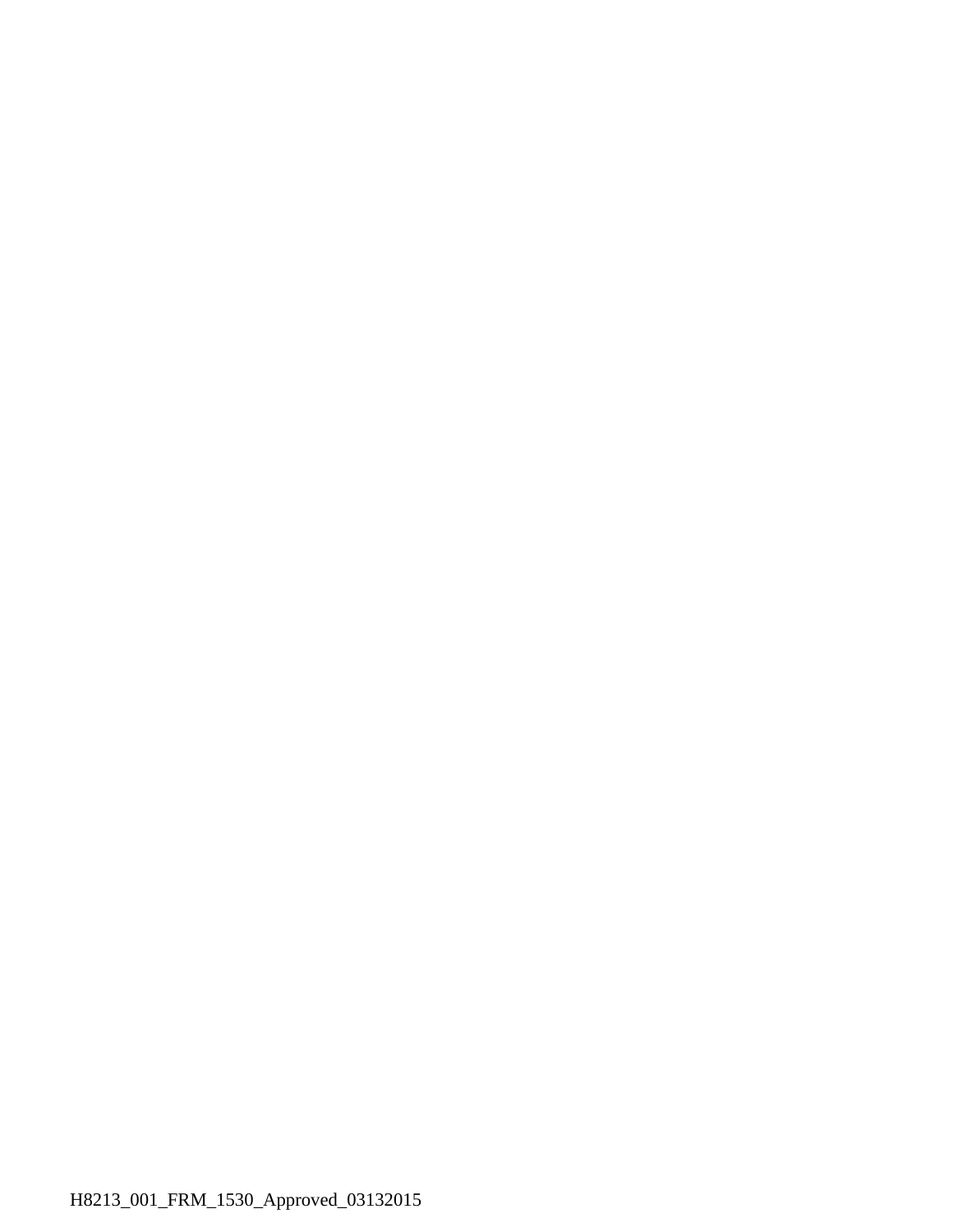H8213_001_FRM_1530_Approved_03132015